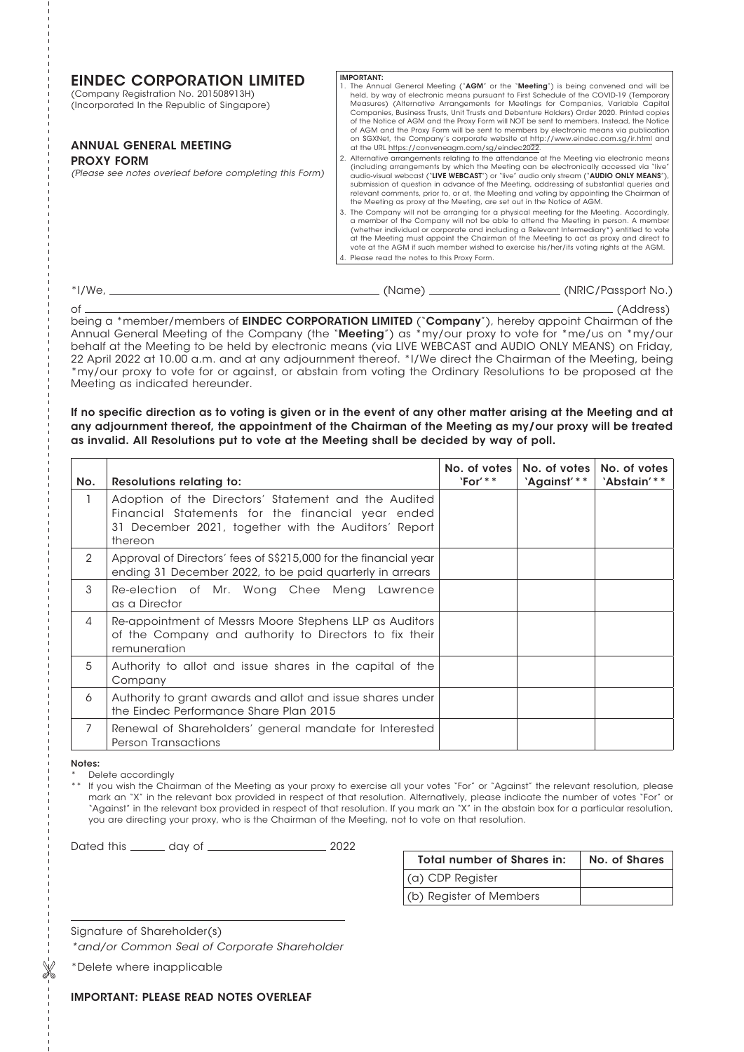# EINDEC CORPORATION LIMITED

(Company Registration No. 201508913H)
(Incorporated In the Republic of Singapore)

## ANNUAL GENERAL MEETING
## PROXY FORM

*(Please see notes overleaf before completing this Form)*

**IMPORTANT:**

1. The Annual General Meeting ("**AGM**" or the "**Meeting**") is being convened and will be held, by way of electronic means pursuant to First Schedule of the COVID-19 (Temporary Measures) (Alternative Arrangements for Meetings for Companies, Variable Capital Companies, Business Trusts, Unit Trusts and Debenture Holders) Order 2020. Printed copies of the Notice of AGM and the Proxy Form will NOT be sent to members. Instead, the Notice of AGM and the Proxy Form will be sent to members by electronic means via publication on SGXNet, the Company's corporate website at http://www.eindec.com.sg/ir.html and at the URL https://conveneagm.com/sg/eindec2022.
2. Alternative arrangements relating to the attendance at the Meeting via electronic means (including arrangements by which the Meeting can be electronically accessed via "live" audio-visual webcast ("**LIVE WEBCAST**") or "live" audio only stream ("**AUDIO ONLY MEANS**"), submission of question in advance of the Meeting, addressing of substantial queries and relevant comments, prior to, or at, the Meeting and voting by appointing the Chairman of the Meeting as proxy at the Meeting, are set out in the Notice of AGM.
3. The Company will not be arranging for a physical meeting for the Meeting. Accordingly, a member of the Company will not be able to attend the Meeting in person. A member (whether individual or corporate and including a Relevant Intermediary*) entitled to vote at the Meeting must appoint the Chairman of the Meeting to act as proxy and direct to vote at the AGM if such member wished to exercise his/her/its voting rights at the AGM.
4. Please read the notes to this Proxy Form.

*I/We, ______________________________ (Name) ____________________ (NRIC/Passport No.)

of ____________________________________________________________________ (Address)

being a *member/members of **EINDEC CORPORATION LIMITED** ("**Company**"), hereby appoint Chairman of the Annual General Meeting of the Company (the "**Meeting**") as *my/our proxy to vote for *me/us on *my/our behalf at the Meeting to be held by electronic means (via LIVE WEBCAST and AUDIO ONLY MEANS) on Friday, 22 April 2022 at 10.00 a.m. and at any adjournment thereof. *I/We direct the Chairman of the Meeting, being *my/our proxy to vote for or against, or abstain from voting the Ordinary Resolutions to be proposed at the Meeting as indicated hereunder.

**If no specific direction as to voting is given or in the event of any other matter arising at the Meeting and at any adjournment thereof, the appointment of the Chairman of the Meeting as my/our proxy will be treated as invalid. All Resolutions put to vote at the Meeting shall be decided by way of poll.**

| No. | Resolutions relating to: | No. of votes 'For'** | No. of votes 'Against'** | No. of votes 'Abstain'** |
|---|---|---|---|---|
| 1 | Adoption of the Directors' Statement and the Audited Financial Statements for the financial year ended 31 December 2021, together with the Auditors' Report thereon | | | |
| 2 | Approval of Directors' fees of S$215,000 for the financial year ending 31 December 2022, to be paid quarterly in arrears | | | |
| 3 | Re-election of Mr. Wong Chee Meng Lawrence as a Director | | | |
| 4 | Re-appointment of Messrs Moore Stephens LLP as Auditors of the Company and authority to Directors to fix their remuneration | | | |
| 5 | Authority to allot and issue shares in the capital of the Company | | | |
| 6 | Authority to grant awards and allot and issue shares under the Eindec Performance Share Plan 2015 | | | |
| 7 | Renewal of Shareholders' general mandate for Interested Person Transactions | | | |

**Notes:**

\* Delete accordingly

\*\* If you wish the Chairman of the Meeting as your proxy to exercise all your votes "For" or "Against" the relevant resolution, please mark an "X" in the relevant box provided in respect of that resolution. Alternatively, please indicate the number of votes "For" or "Against" in the relevant box provided in respect of that resolution. If you mark an "X" in the abstain box for a particular resolution, you are directing your proxy, who is the Chairman of the Meeting, not to vote on that resolution.

Dated this ______ day of ____________________ 2022

| Total number of Shares in: | No. of Shares |
|---|---|
| (a) CDP Register | |
| (b) Register of Members | |

______________________________

Signature of Shareholder(s)
*\*and/or Common Seal of Corporate Shareholder*

*Delete where inapplicable

**IMPORTANT: PLEASE READ NOTES OVERLEAF**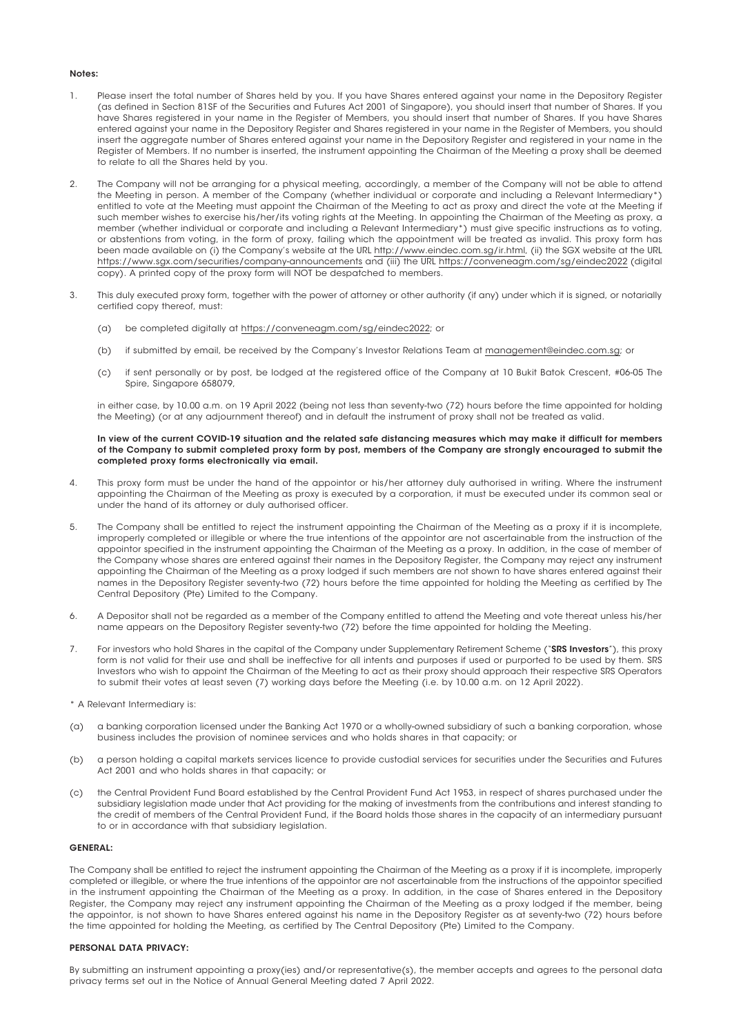**Notes:**

1. Please insert the total number of Shares held by you. If you have Shares entered against your name in the Depository Register (as defined in Section 81SF of the Securities and Futures Act 2001 of Singapore), you should insert that number of Shares. If you have Shares registered in your name in the Register of Members, you should insert that number of Shares. If you have Shares entered against your name in the Depository Register and Shares registered in your name in the Register of Members, you should insert the aggregate number of Shares entered against your name in the Depository Register and registered in your name in the Register of Members. If no number is inserted, the instrument appointing the Chairman of the Meeting a proxy shall be deemed to relate to all the Shares held by you.

2. The Company will not be arranging for a physical meeting, accordingly, a member of the Company will not be able to attend the Meeting in person. A member of the Company (whether individual or corporate and including a Relevant Intermediary*) entitled to vote at the Meeting must appoint the Chairman of the Meeting to act as proxy and direct the vote at the Meeting if such member wishes to exercise his/her/its voting rights at the Meeting. In appointing the Chairman of the Meeting as proxy, a member (whether individual or corporate and including a Relevant Intermediary*) must give specific instructions as to voting, or abstentions from voting, in the form of proxy, failing which the appointment will be treated as invalid. This proxy form has been made available on (i) the Company's website at the URL http://www.eindec.com.sg/ir.html, (ii) the SGX website at the URL https://www.sgx.com/securities/company-announcements and (iii) the URL https://conveneagm.com/sg/eindec2022 (digital copy). A printed copy of the proxy form will NOT be despatched to members.

3. This duly executed proxy form, together with the power of attorney or other authority (if any) under which it is signed, or notarially certified copy thereof, must:

   (a) be completed digitally at https://conveneagm.com/sg/eindec2022; or

   (b) if submitted by email, be received by the Company's Investor Relations Team at management@eindec.com.sg; or

   (c) if sent personally or by post, be lodged at the registered office of the Company at 10 Bukit Batok Crescent, #06-05 The Spire, Singapore 658079,

   in either case, by 10.00 a.m. on 19 April 2022 (being not less than seventy-two (72) hours before the time appointed for holding the Meeting) (or at any adjournment thereof) and in default the instrument of proxy shall not be treated as valid.

   **In view of the current COVID-19 situation and the related safe distancing measures which may make it difficult for members of the Company to submit completed proxy form by post, members of the Company are strongly encouraged to submit the completed proxy forms electronically via email.**

4. This proxy form must be under the hand of the appointor or his/her attorney duly authorised in writing. Where the instrument appointing the Chairman of the Meeting as proxy is executed by a corporation, it must be executed under its common seal or under the hand of its attorney or duly authorised officer.

5. The Company shall be entitled to reject the instrument appointing the Chairman of the Meeting as a proxy if it is incomplete, improperly completed or illegible or where the true intentions of the appointor are not ascertainable from the instruction of the appointor specified in the instrument appointing the Chairman of the Meeting as a proxy. In addition, in the case of member of the Company whose shares are entered against their names in the Depository Register, the Company may reject any instrument appointing the Chairman of the Meeting as a proxy lodged if such members are not shown to have shares entered against their names in the Depository Register seventy-two (72) hours before the time appointed for holding the Meeting as certified by The Central Depository (Pte) Limited to the Company.

6. A Depositor shall not be regarded as a member of the Company entitled to attend the Meeting and vote thereat unless his/her name appears on the Depository Register seventy-two (72) before the time appointed for holding the Meeting.

7. For investors who hold Shares in the capital of the Company under Supplementary Retirement Scheme ("**SRS Investors**"), this proxy form is not valid for their use and shall be ineffective for all intents and purposes if used or purported to be used by them. SRS Investors who wish to appoint the Chairman of the Meeting to act as their proxy should approach their respective SRS Operators to submit their votes at least seven (7) working days before the Meeting (i.e. by 10.00 a.m. on 12 April 2022).

\* A Relevant Intermediary is:

(a) a banking corporation licensed under the Banking Act 1970 or a wholly-owned subsidiary of such a banking corporation, whose business includes the provision of nominee services and who holds shares in that capacity; or

(b) a person holding a capital markets services licence to provide custodial services for securities under the Securities and Futures Act 2001 and who holds shares in that capacity; or

(c) the Central Provident Fund Board established by the Central Provident Fund Act 1953, in respect of shares purchased under the subsidiary legislation made under that Act providing for the making of investments from the contributions and interest standing to the credit of members of the Central Provident Fund, if the Board holds those shares in the capacity of an intermediary pursuant to or in accordance with that subsidiary legislation.

**GENERAL:**

The Company shall be entitled to reject the instrument appointing the Chairman of the Meeting as a proxy if it is incomplete, improperly completed or illegible, or where the true intentions of the appointor are not ascertainable from the instructions of the appointor specified in the instrument appointing the Chairman of the Meeting as a proxy. In addition, in the case of Shares entered in the Depository Register, the Company may reject any instrument appointing the Chairman of the Meeting as a proxy lodged if the member, being the appointor, is not shown to have Shares entered against his name in the Depository Register as at seventy-two (72) hours before the time appointed for holding the Meeting, as certified by The Central Depository (Pte) Limited to the Company.

**PERSONAL DATA PRIVACY:**

By submitting an instrument appointing a proxy(ies) and/or representative(s), the member accepts and agrees to the personal data privacy terms set out in the Notice of Annual General Meeting dated 7 April 2022.